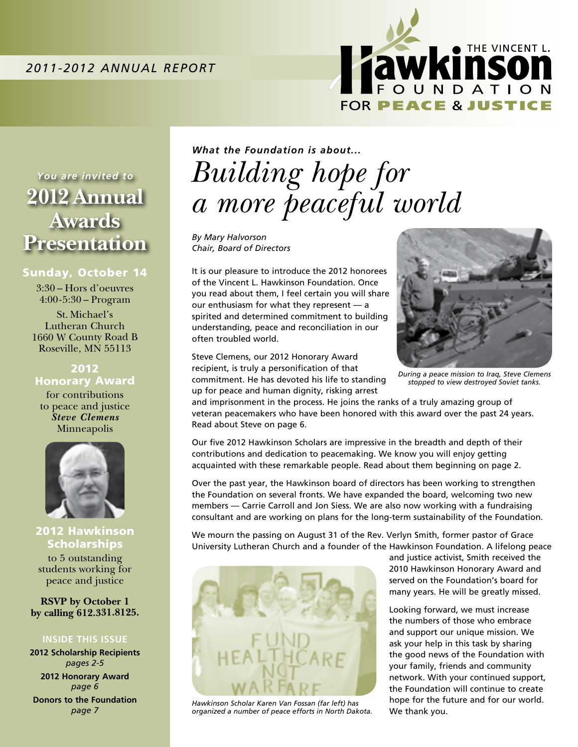*2011-2012 ANNUAL REPORT*

THE VINCENT L. **Hawkinson** FOUNDATION FOR **PEACE & JUSTICE**

*You are invited to*

# 2012 Annual Awards Presentation

**Sunday, October 14**

3:30 – Hors d'oeuvres
4:00-5:30 – Program

St. Michael's Lutheran Church
1660 W County Road B
Roseville, MN 55113

**2012 Honorary Award**

for contributions to peace and justice
***Steve Clemens***
Minneapolis

**2012 Hawkinson Scholarships**

to 5 outstanding students working for peace and justice

**RSVP by October 1 by calling 612.331.8125.**

**INSIDE THIS ISSUE**

**2012 Scholarship Recipients**
*pages 2-5*

**2012 Honorary Award**
*page 6*

**Donors to the Foundation**
*page 7*

***What the Foundation is about...***

# *Building hope for a more peaceful world*

*By Mary Halvorson*
*Chair, Board of Directors*

It is our pleasure to introduce the 2012 honorees of the Vincent L. Hawkinson Foundation. Once you read about them, I feel certain you will share our enthusiasm for what they represent — a spirited and determined commitment to building understanding, peace and reconciliation in our often troubled world.

Steve Clemens, our 2012 Honorary Award recipient, is truly a personification of that commitment. He has devoted his life to standing up for peace and human dignity, risking arrest and imprisonment in the process. He joins the ranks of a truly amazing group of veteran peacemakers who have been honored with this award over the past 24 years. Read about Steve on page 6.

*During a peace mission to Iraq, Steve Clemens stopped to view destroyed Soviet tanks.*

Our five 2012 Hawkinson Scholars are impressive in the breadth and depth of their contributions and dedication to peacemaking. We know you will enjoy getting acquainted with these remarkable people. Read about them beginning on page 2.

Over the past year, the Hawkinson board of directors has been working to strengthen the Foundation on several fronts. We have expanded the board, welcoming two new members — Carrie Carroll and Jon Siess. We are also now working with a fundraising consultant and are working on plans for the long-term sustainability of the Foundation.

We mourn the passing on August 31 of the Rev. Verlyn Smith, former pastor of Grace University Lutheran Church and a founder of the Hawkinson Foundation. A lifelong peace and justice activist, Smith received the 2010 Hawkinson Honorary Award and served on the Foundation's board for many years. He will be greatly missed.

*Hawkinson Scholar Karen Van Fossan (far left) has organized a number of peace efforts in North Dakota.*

Looking forward, we must increase the numbers of those who embrace and support our unique mission. We ask your help in this task by sharing the good news of the Foundation with your family, friends and community network. With your continued support, the Foundation will continue to create hope for the future and for our world. We thank you.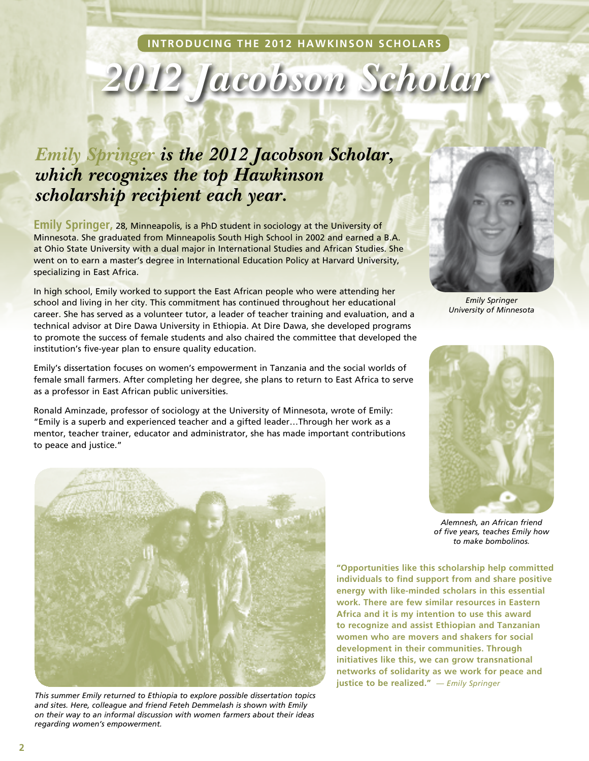INTRODUCING THE 2012 HAWKINSON SCHOLARS

# 2012 Jacobson Scholar

## *Emily Springer is the 2012 Jacobson Scholar, which recognizes the top Hawkinson scholarship recipient each year.*

**Emily Springer,** 28, Minneapolis, is a PhD student in sociology at the University of Minnesota. She graduated from Minneapolis South High School in 2002 and earned a B.A. at Ohio State University with a dual major in International Studies and African Studies. She went on to earn a master's degree in International Education Policy at Harvard University, specializing in East Africa.

In high school, Emily worked to support the East African people who were attending her school and living in her city. This commitment has continued throughout her educational career. She has served as a volunteer tutor, a leader of teacher training and evaluation, and a technical advisor at Dire Dawa University in Ethiopia. At Dire Dawa, she developed programs to promote the success of female students and also chaired the committee that developed the institution's five-year plan to ensure quality education.

Emily's dissertation focuses on women's empowerment in Tanzania and the social worlds of female small farmers. After completing her degree, she plans to return to East Africa to serve as a professor in East African public universities.

Ronald Aminzade, professor of sociology at the University of Minnesota, wrote of Emily: "Emily is a superb and experienced teacher and a gifted leader…Through her work as a mentor, teacher trainer, educator and administrator, she has made important contributions to peace and justice."

*Emily Springer*
*University of Minnesota*

*Alemnesh, an African friend of five years, teaches Emily how to make bombolinos.*

*This summer Emily returned to Ethiopia to explore possible dissertation topics and sites. Here, colleague and friend Feteh Demmelash is shown with Emily on their way to an informal discussion with women farmers about their ideas regarding women's empowerment.*

**"Opportunities like this scholarship help committed individuals to find support from and share positive energy with like-minded scholars in this essential work. There are few similar resources in Eastern Africa and it is my intention to use this award to recognize and assist Ethiopian and Tanzanian women who are movers and shakers for social development in their communities. Through initiatives like this, we can grow transnational networks of solidarity as we work for peace and justice to be realized."** *— Emily Springer*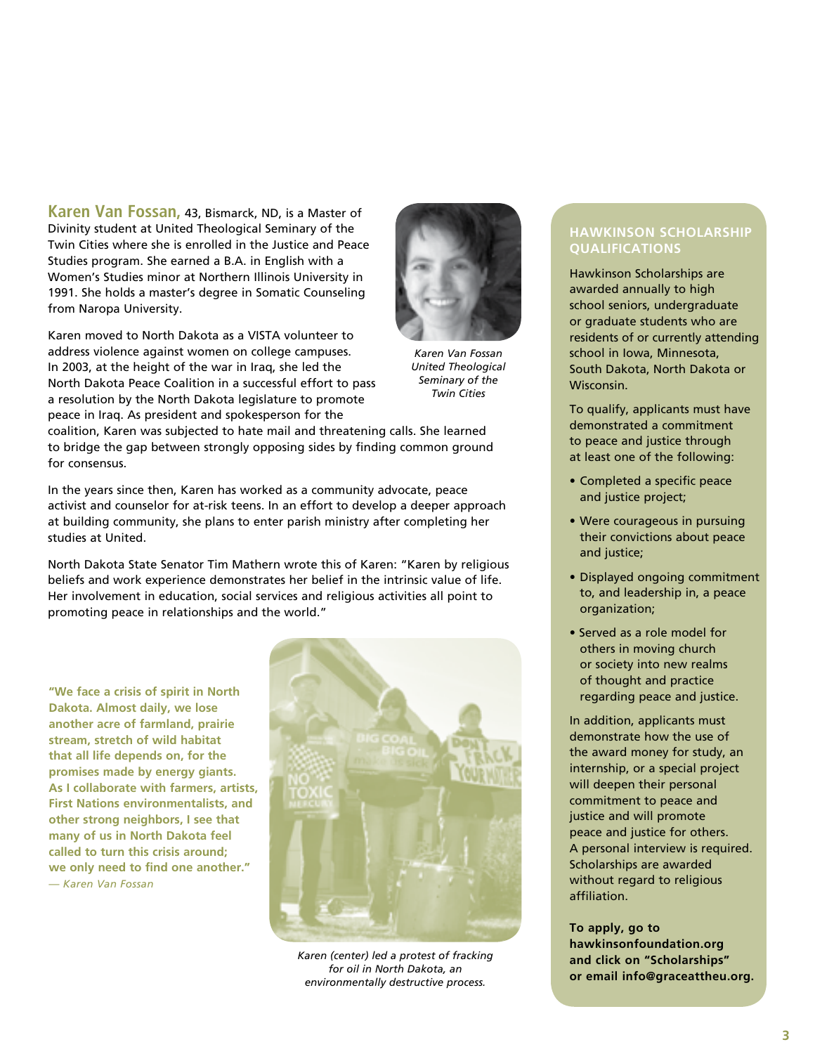**Karen Van Fossan,** 43, Bismarck, ND, is a Master of Divinity student at United Theological Seminary of the Twin Cities where she is enrolled in the Justice and Peace Studies program. She earned a B.A. in English with a Women's Studies minor at Northern Illinois University in 1991. She holds a master's degree in Somatic Counseling from Naropa University.

*Karen Van Fossan United Theological Seminary of the Twin Cities*

Karen moved to North Dakota as a VISTA volunteer to address violence against women on college campuses. In 2003, at the height of the war in Iraq, she led the North Dakota Peace Coalition in a successful effort to pass a resolution by the North Dakota legislature to promote peace in Iraq. As president and spokesperson for the coalition, Karen was subjected to hate mail and threatening calls. She learned to bridge the gap between strongly opposing sides by finding common ground for consensus.

In the years since then, Karen has worked as a community advocate, peace activist and counselor for at-risk teens. In an effort to develop a deeper approach at building community, she plans to enter parish ministry after completing her studies at United.

North Dakota State Senator Tim Mathern wrote this of Karen: "Karen by religious beliefs and work experience demonstrates her belief in the intrinsic value of life. Her involvement in education, social services and religious activities all point to promoting peace in relationships and the world."

**"We face a crisis of spirit in North Dakota. Almost daily, we lose another acre of farmland, prairie stream, stretch of wild habitat that all life depends on, for the promises made by energy giants. As I collaborate with farmers, artists, First Nations environmentalists, and other strong neighbors, I see that many of us in North Dakota feel called to turn this crisis around; we only need to find one another."**
*— Karen Van Fossan*

*Karen (center) led a protest of fracking for oil in North Dakota, an environmentally destructive process.*

## HAWKINSON SCHOLARSHIP QUALIFICATIONS

Hawkinson Scholarships are awarded annually to high school seniors, undergraduate or graduate students who are residents of or currently attending school in Iowa, Minnesota, South Dakota, North Dakota or Wisconsin.

To qualify, applicants must have demonstrated a commitment to peace and justice through at least one of the following:

- Completed a specific peace and justice project;
- Were courageous in pursuing their convictions about peace and justice;
- Displayed ongoing commitment to, and leadership in, a peace organization;
- Served as a role model for others in moving church or society into new realms of thought and practice regarding peace and justice.

In addition, applicants must demonstrate how the use of the award money for study, an internship, or a special project will deepen their personal commitment to peace and justice and will promote peace and justice for others. A personal interview is required. Scholarships are awarded without regard to religious affiliation.

**To apply, go to hawkinsonfoundation.org and click on "Scholarships" or email info@graceattheu.org.**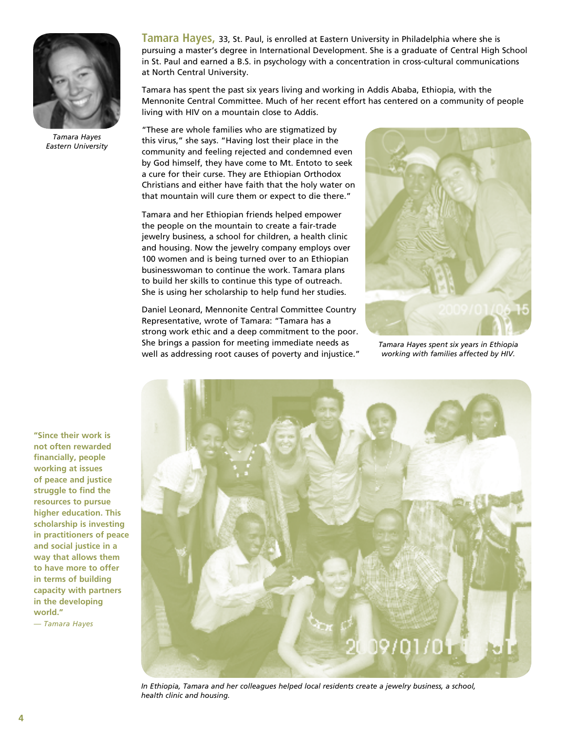**Tamara Hayes,** 33, St. Paul, is enrolled at Eastern University in Philadelphia where she is pursuing a master's degree in International Development. She is a graduate of Central High School in St. Paul and earned a B.S. in psychology with a concentration in cross-cultural communications at North Central University.

*Tamara Hayes*
*Eastern University*

Tamara has spent the past six years living and working in Addis Ababa, Ethiopia, with the Mennonite Central Committee. Much of her recent effort has centered on a community of people living with HIV on a mountain close to Addis.

"These are whole families who are stigmatized by this virus," she says. "Having lost their place in the community and feeling rejected and condemned even by God himself, they have come to Mt. Entoto to seek a cure for their curse. They are Ethiopian Orthodox Christians and either have faith that the holy water on that mountain will cure them or expect to die there."

Tamara and her Ethiopian friends helped empower the people on the mountain to create a fair-trade jewelry business, a school for children, a health clinic and housing. Now the jewelry company employs over 100 women and is being turned over to an Ethiopian businesswoman to continue the work. Tamara plans to build her skills to continue this type of outreach. She is using her scholarship to help fund her studies.

Daniel Leonard, Mennonite Central Committee Country Representative, wrote of Tamara: "Tamara has a strong work ethic and a deep commitment to the poor. She brings a passion for meeting immediate needs as well as addressing root causes of poverty and injustice."

*Tamara Hayes spent six years in Ethiopia working with families affected by HIV.*

**"Since their work is not often rewarded financially, people working at issues of peace and justice struggle to find the resources to pursue higher education. This scholarship is investing in practitioners of peace and social justice in a way that allows them to have more to offer in terms of building capacity with partners in the developing world."**

*— Tamara Hayes*

*In Ethiopia, Tamara and her colleagues helped local residents create a jewelry business, a school, health clinic and housing.*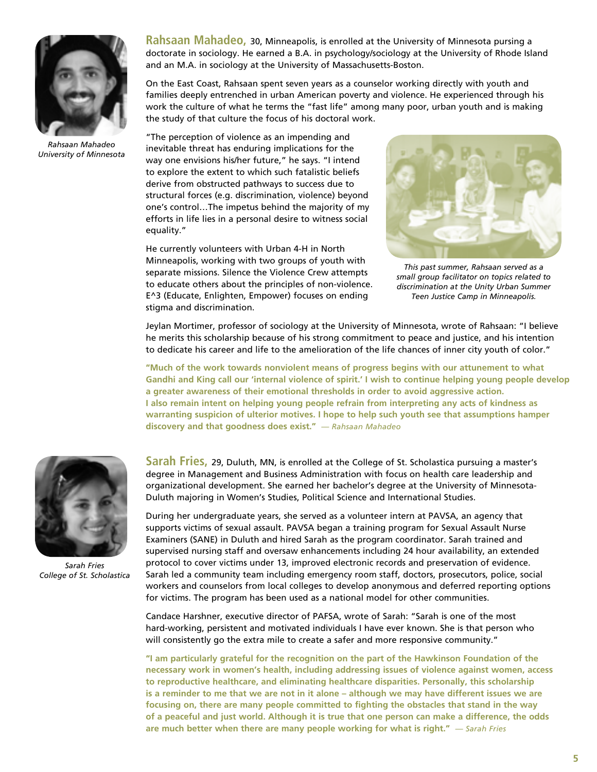Rahsaan Mahadeo
University of Minnesota

**Rahsaan Mahadeo,** 30, Minneapolis, is enrolled at the University of Minnesota pursing a doctorate in sociology. He earned a B.A. in psychology/sociology at the University of Rhode Island and an M.A. in sociology at the University of Massachusetts-Boston.

On the East Coast, Rahsaan spent seven years as a counselor working directly with youth and families deeply entrenched in urban American poverty and violence. He experienced through his work the culture of what he terms the "fast life" among many poor, urban youth and is making the study of that culture the focus of his doctoral work.

"The perception of violence as an impending and inevitable threat has enduring implications for the way one envisions his/her future," he says. "I intend to explore the extent to which such fatalistic beliefs derive from obstructed pathways to success due to structural forces (e.g. discrimination, violence) beyond one's control…The impetus behind the majority of my efforts in life lies in a personal desire to witness social equality."

He currently volunteers with Urban 4-H in North Minneapolis, working with two groups of youth with separate missions. Silence the Violence Crew attempts to educate others about the principles of non-violence. E^3 (Educate, Enlighten, Empower) focuses on ending stigma and discrimination.

*This past summer, Rahsaan served as a small group facilitator on topics related to discrimination at the Unity Urban Summer Teen Justice Camp in Minneapolis.*

Jeylan Mortimer, professor of sociology at the University of Minnesota, wrote of Rahsaan: "I believe he merits this scholarship because of his strong commitment to peace and justice, and his intention to dedicate his career and life to the amelioration of the life chances of inner city youth of color."

**"Much of the work towards nonviolent means of progress begins with our attunement to what Gandhi and King call our 'internal violence of spirit.' I wish to continue helping young people develop a greater awareness of their emotional thresholds in order to avoid aggressive action. I also remain intent on helping young people refrain from interpreting any acts of kindness as warranting suspicion of ulterior motives. I hope to help such youth see that assumptions hamper discovery and that goodness does exist."** *— Rahsaan Mahadeo*

Sarah Fries
College of St. Scholastica

**Sarah Fries,** 29, Duluth, MN, is enrolled at the College of St. Scholastica pursuing a master's degree in Management and Business Administration with focus on health care leadership and organizational development. She earned her bachelor's degree at the University of Minnesota-Duluth majoring in Women's Studies, Political Science and International Studies.

During her undergraduate years, she served as a volunteer intern at PAVSA, an agency that supports victims of sexual assault. PAVSA began a training program for Sexual Assault Nurse Examiners (SANE) in Duluth and hired Sarah as the program coordinator. Sarah trained and supervised nursing staff and oversaw enhancements including 24 hour availability, an extended protocol to cover victims under 13, improved electronic records and preservation of evidence. Sarah led a community team including emergency room staff, doctors, prosecutors, police, social workers and counselors from local colleges to develop anonymous and deferred reporting options for victims. The program has been used as a national model for other communities.

Candace Harshner, executive director of PAFSA, wrote of Sarah: "Sarah is one of the most hard-working, persistent and motivated individuals I have ever known. She is that person who will consistently go the extra mile to create a safer and more responsive community."

**"I am particularly grateful for the recognition on the part of the Hawkinson Foundation of the necessary work in women's health, including addressing issues of violence against women, access to reproductive healthcare, and eliminating healthcare disparities. Personally, this scholarship is a reminder to me that we are not in it alone – although we may have different issues we are focusing on, there are many people committed to fighting the obstacles that stand in the way of a peaceful and just world. Although it is true that one person can make a difference, the odds are much better when there are many people working for what is right."** *— Sarah Fries*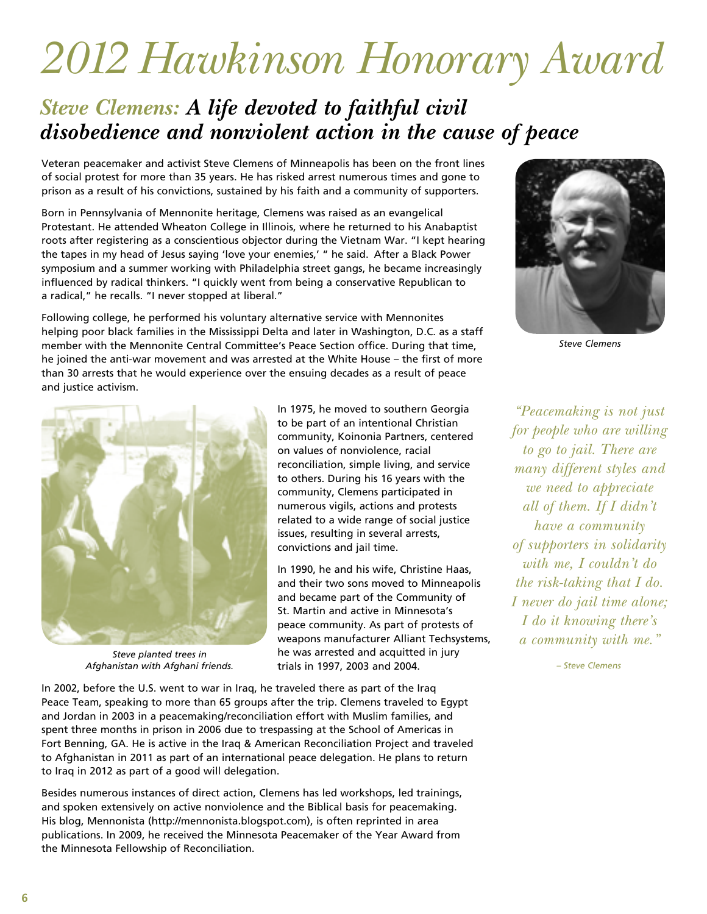# 2012 Hawkinson Honorary Award

## *Steve Clemens:* *A life devoted to faithful civil disobedience and nonviolent action in the cause of peace*

Veteran peacemaker and activist Steve Clemens of Minneapolis has been on the front lines of social protest for more than 35 years. He has risked arrest numerous times and gone to prison as a result of his convictions, sustained by his faith and a community of supporters.

Born in Pennsylvania of Mennonite heritage, Clemens was raised as an evangelical Protestant. He attended Wheaton College in Illinois, where he returned to his Anabaptist roots after registering as a conscientious objector during the Vietnam War. "I kept hearing the tapes in my head of Jesus saying 'love your enemies,' " he said. After a Black Power symposium and a summer working with Philadelphia street gangs, he became increasingly influenced by radical thinkers. "I quickly went from being a conservative Republican to a radical," he recalls. "I never stopped at liberal."

Following college, he performed his voluntary alternative service with Mennonites helping poor black families in the Mississippi Delta and later in Washington, D.C. as a staff member with the Mennonite Central Committee's Peace Section office. During that time, he joined the anti-war movement and was arrested at the White House – the first of more than 30 arrests that he would experience over the ensuing decades as a result of peace and justice activism.

*Steve Clemens*

*Steve planted trees in Afghanistan with Afghani friends.*

In 1975, he moved to southern Georgia to be part of an intentional Christian community, Koinonia Partners, centered on values of nonviolence, racial reconciliation, simple living, and service to others. During his 16 years with the community, Clemens participated in numerous vigils, actions and protests related to a wide range of social justice issues, resulting in several arrests, convictions and jail time.

In 1990, he and his wife, Christine Haas, and their two sons moved to Minneapolis and became part of the Community of St. Martin and active in Minnesota's peace community. As part of protests of weapons manufacturer Alliant Techsystems, he was arrested and acquitted in jury trials in 1997, 2003 and 2004.

> *"Peacemaking is not just for people who are willing to go to jail. There are many different styles and we need to appreciate all of them. If I didn't have a community of supporters in solidarity with me, I couldn't do the risk-taking that I do. I never do jail time alone; I do it knowing there's a community with me."*
>
> *– Steve Clemens*

In 2002, before the U.S. went to war in Iraq, he traveled there as part of the Iraq Peace Team, speaking to more than 65 groups after the trip. Clemens traveled to Egypt and Jordan in 2003 in a peacemaking/reconciliation effort with Muslim families, and spent three months in prison in 2006 due to trespassing at the School of Americas in Fort Benning, GA. He is active in the Iraq & American Reconciliation Project and traveled to Afghanistan in 2011 as part of an international peace delegation. He plans to return to Iraq in 2012 as part of a good will delegation.

Besides numerous instances of direct action, Clemens has led workshops, led trainings, and spoken extensively on active nonviolence and the Biblical basis for peacemaking. His blog, Mennonista (http://mennonista.blogspot.com), is often reprinted in area publications. In 2009, he received the Minnesota Peacemaker of the Year Award from the Minnesota Fellowship of Reconciliation.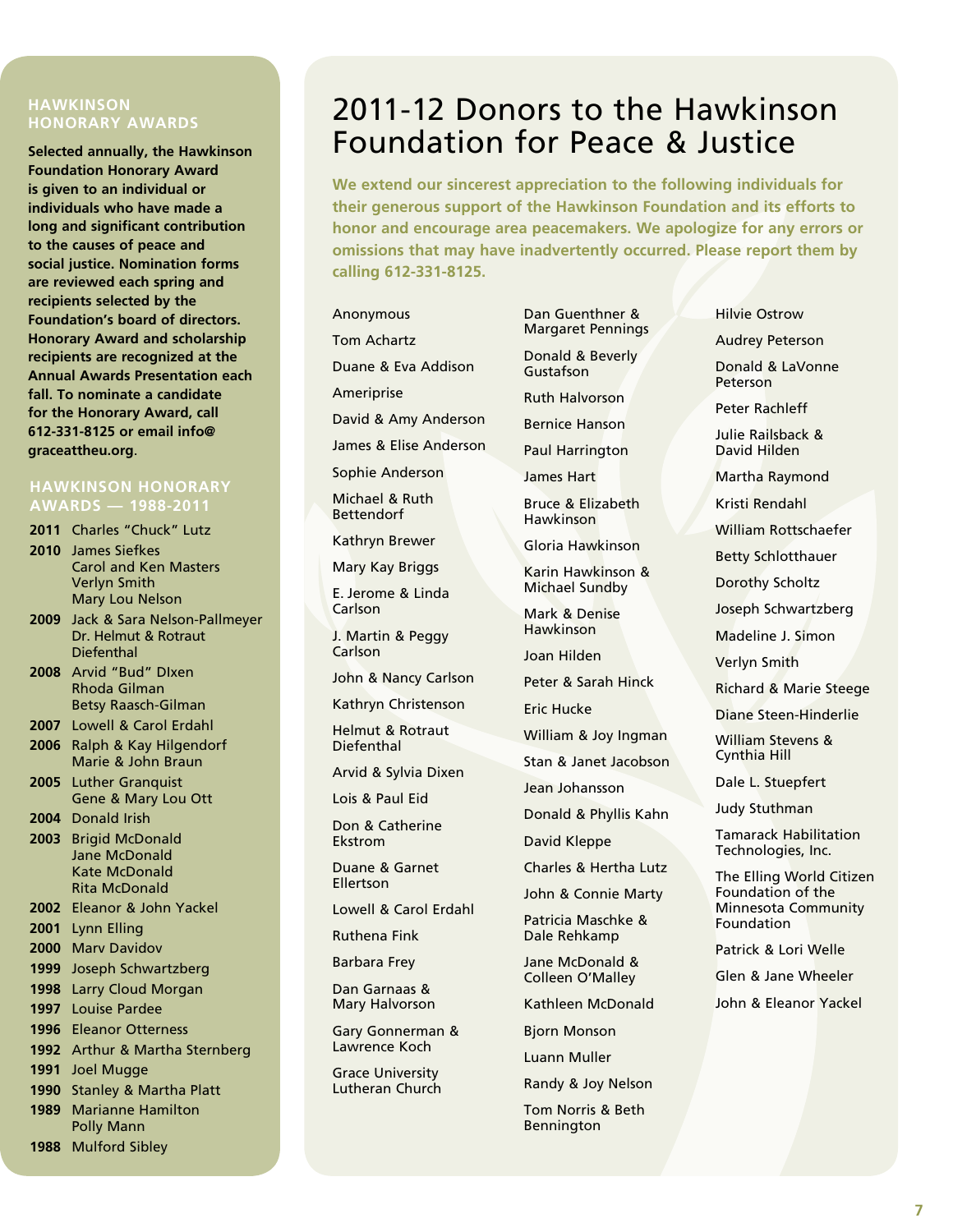## HAWKINSON HONORARY AWARDS

**Selected annually, the Hawkinson Foundation Honorary Award is given to an individual or individuals who have made a long and significant contribution to the causes of peace and social justice. Nomination forms are reviewed each spring and recipients selected by the Foundation's board of directors. Honorary Award and scholarship recipients are recognized at the Annual Awards Presentation each fall. To nominate a candidate for the Honorary Award, call 612-331-8125 or email info@graceattheu.org.**

## HAWKINSON HONORARY AWARDS — 1988-2011

**2011** Charles "Chuck" Lutz

**2010** James Siefkes
Carol and Ken Masters
Verlyn Smith
Mary Lou Nelson

**2009** Jack & Sara Nelson-Pallmeyer
Dr. Helmut & Rotraut Diefenthal

**2008** Arvid "Bud" DIxen
Rhoda Gilman
Betsy Raasch-Gilman

**2007** Lowell & Carol Erdahl

**2006** Ralph & Kay Hilgendorf
Marie & John Braun

**2005** Luther Granquist
Gene & Mary Lou Ott

**2004** Donald Irish

**2003** Brigid McDonald
Jane McDonald
Kate McDonald
Rita McDonald

**2002** Eleanor & John Yackel

**2001** Lynn Elling

**2000** Marv Davidov

**1999** Joseph Schwartzberg

**1998** Larry Cloud Morgan

**1997** Louise Pardee

**1996** Eleanor Otterness

**1992** Arthur & Martha Sternberg

**1991** Joel Mugge

**1990** Stanley & Martha Platt

**1989** Marianne Hamilton
Polly Mann

**1988** Mulford Sibley

# 2011-12 Donors to the Hawkinson Foundation for Peace & Justice

**We extend our sincerest appreciation to the following individuals for their generous support of the Hawkinson Foundation and its efforts to honor and encourage area peacemakers. We apologize for any errors or omissions that may have inadvertently occurred. Please report them by calling 612-331-8125.**

Anonymous
Tom Achartz
Duane & Eva Addison
Ameriprise
David & Amy Anderson
James & Elise Anderson
Sophie Anderson
Michael & Ruth Bettendorf
Kathryn Brewer
Mary Kay Briggs
E. Jerome & Linda Carlson
J. Martin & Peggy Carlson
John & Nancy Carlson
Kathryn Christenson
Helmut & Rotraut Diefenthal
Arvid & Sylvia Dixen
Lois & Paul Eid
Don & Catherine Ekstrom
Duane & Garnet Ellertson
Lowell & Carol Erdahl
Ruthena Fink
Barbara Frey
Dan Garnaas & Mary Halvorson
Gary Gonnerman & Lawrence Koch
Grace University Lutheran Church
Dan Guenthner & Margaret Pennings
Donald & Beverly Gustafson
Ruth Halvorson
Bernice Hanson
Paul Harrington
James Hart
Bruce & Elizabeth Hawkinson
Gloria Hawkinson
Karin Hawkinson & Michael Sundby
Mark & Denise Hawkinson
Joan Hilden
Peter & Sarah Hinck
Eric Hucke
William & Joy Ingman
Stan & Janet Jacobson
Jean Johansson
Donald & Phyllis Kahn
David Kleppe
Charles & Hertha Lutz
John & Connie Marty
Patricia Maschke & Dale Rehkamp
Jane McDonald & Colleen O'Malley
Kathleen McDonald
Bjorn Monson
Luann Muller
Randy & Joy Nelson
Tom Norris & Beth Bennington
Hilvie Ostrow
Audrey Peterson
Donald & LaVonne Peterson
Peter Rachleff
Julie Railsback & David Hilden
Martha Raymond
Kristi Rendahl
William Rottschaefer
Betty Schlotthauer
Dorothy Scholtz
Joseph Schwartzberg
Madeline J. Simon
Verlyn Smith
Richard & Marie Steege
Diane Steen-Hinderlie
William Stevens & Cynthia Hill
Dale L. Stuepfert
Judy Stuthman
Tamarack Habilitation Technologies, Inc.
The Elling World Citizen Foundation of the Minnesota Community Foundation
Patrick & Lori Welle
Glen & Jane Wheeler
John & Eleanor Yackel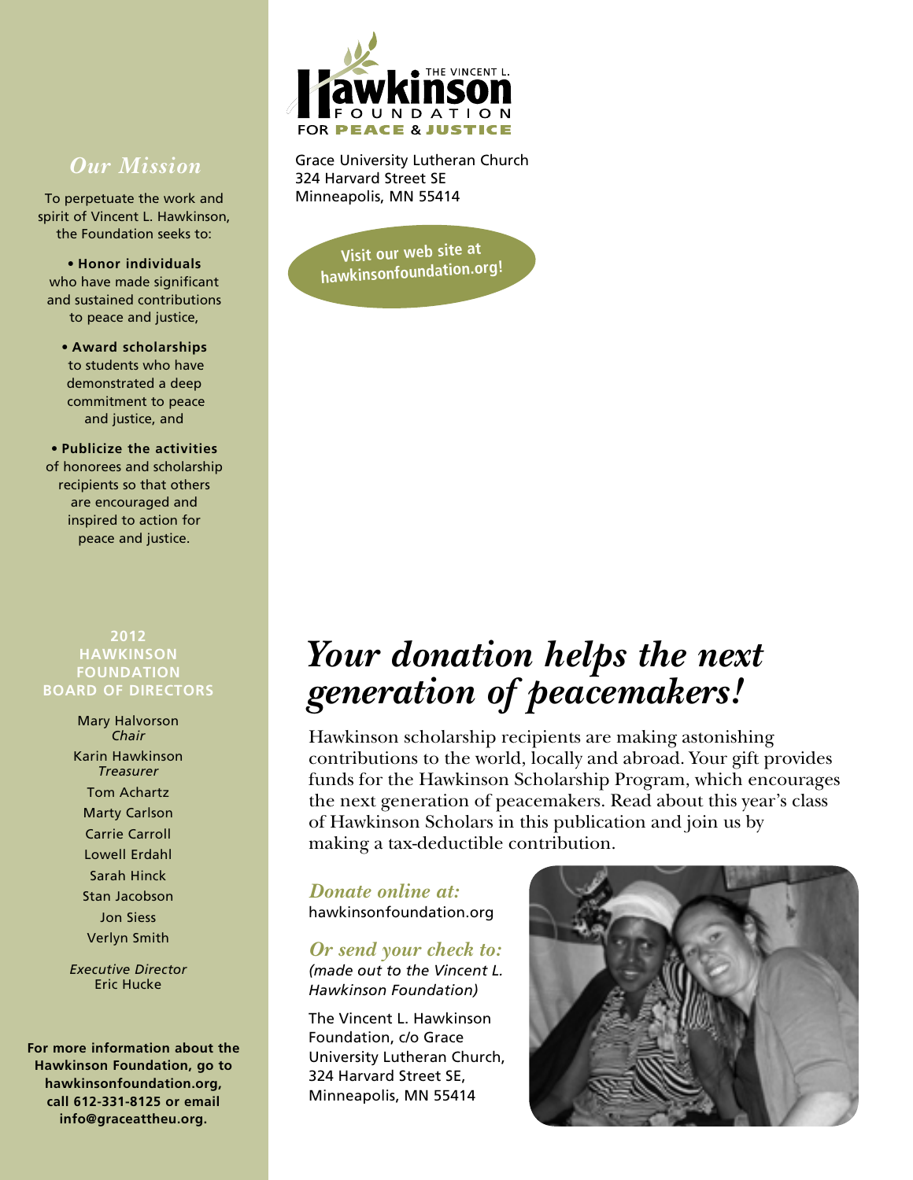## Our Mission

To perpetuate the work and spirit of Vincent L. Hawkinson, the Foundation seeks to:

- **Honor individuals** who have made significant and sustained contributions to peace and justice,
- **Award scholarships** to students who have demonstrated a deep commitment to peace and justice, and
- **Publicize the activities** of honorees and scholarship recipients so that others are encouraged and inspired to action for peace and justice.

### 2012 HAWKINSON FOUNDATION BOARD OF DIRECTORS

Mary Halvorson
*Chair*

Karin Hawkinson
*Treasurer*

Tom Achartz

Marty Carlson

Carrie Carroll

Lowell Erdahl

Sarah Hinck

Stan Jacobson

Jon Siess

Verlyn Smith

*Executive Director*
Eric Hucke

**For more information about the Hawkinson Foundation, go to hawkinsonfoundation.org, call 612-331-8125 or email info@graceattheu.org.**

THE VINCENT L. Hawkinson FOUNDATION FOR PEACE & JUSTICE

Grace University Lutheran Church
324 Harvard Street SE
Minneapolis, MN 55414

**Visit our web site at hawkinsonfoundation.org!**

# *Your donation helps the next generation of peacemakers!*

Hawkinson scholarship recipients are making astonishing contributions to the world, locally and abroad. Your gift provides funds for the Hawkinson Scholarship Program, which encourages the next generation of peacemakers. Read about this year's class of Hawkinson Scholars in this publication and join us by making a tax-deductible contribution.

***Donate online at:***
hawkinsonfoundation.org

***Or send your check to:***
*(made out to the Vincent L. Hawkinson Foundation)*

The Vincent L. Hawkinson Foundation, c/o Grace University Lutheran Church, 324 Harvard Street SE, Minneapolis, MN 55414